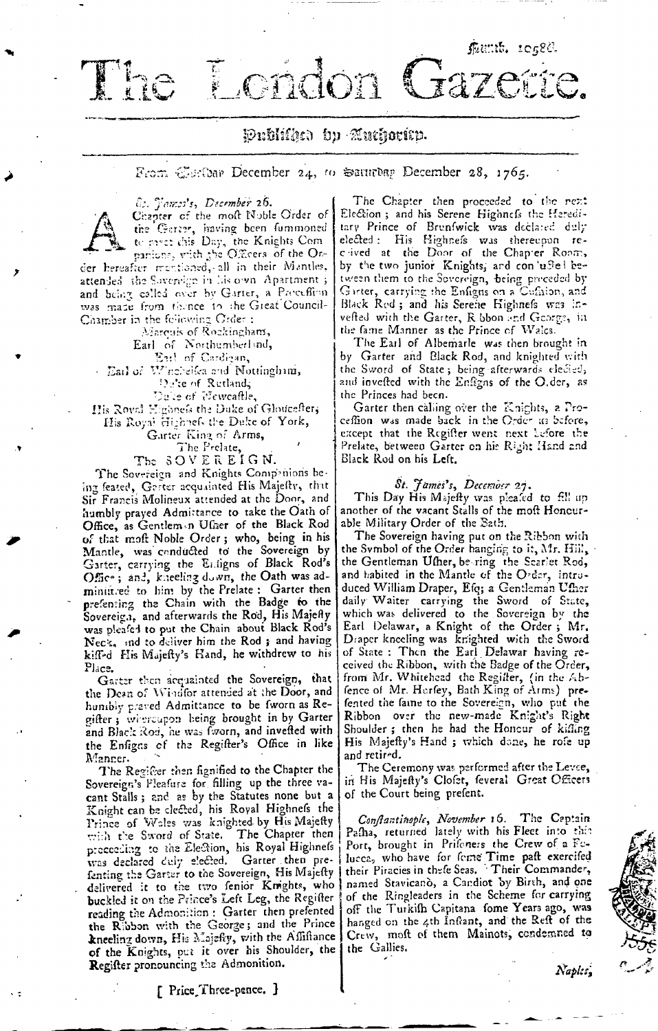Numb. 10586.

# The London Gazette.

## Published by Authority.

From Tuesday December 24, to Saturday December 28, 1765.

*St. James's, December 26.*

A Chapter of the most Noble Order of the Garter, having been summoned to meet this Day, the Knights Companions, with the Officers of the Order hereafter mentioned, all in their Mantles, attended the Sovereign in his own Apartment; and being called over by Garter, a Procession was made from thence to the Great Council-Chamber in the following Order:

Marquis of Rockingham,
Earl of Northumberland,
Earl of Cardigan,
Earl of Winchelsea and Nottingham,
Duke of Rutland,
Duke of Newcastle,
His Royal Highness the Duke of Gloucester,
His Royal Highness the Duke of York,
Garter King of Arms,
The Prelate,
The SOVEREIGN.

The Sovereign and Knights Companions being seated, Garter acquainted His Majesty, that Sir Francis Molineux attended at the Door, and humbly prayed Admittance to take the Oath of Office, as Gentleman Usher of the Black Rod of that most Noble Order; who, being in his Mantle, was conducted to the Sovereign by Garter, carrying the Ensigns of Black Rod's Office; and, kneeling down, the Oath was administred to him by the Prelate: Garter then presenting the Chain with the Badge to the Sovereign, and afterwards the Rod, His Majesty was pleased to put the Chain about Black Rod's Neck, and to deliver him the Rod; and having kissed His Majesty's Hand, he withdrew to his Place.

Garter then acquainted the Sovereign, that the Dean of Windsor attended at the Door, and humbly prayed Admittance to be sworn as Register; whereupon being brought in by Garter and Black Rod, he was sworn, and invested with the Ensigns of the Register's Office in like Manner.

The Register then signified to the Chapter the Sovereign's Pleasure for filling up the three vacant Stalls; and as by the Statutes none but a Knight can be elected, his Royal Highness the Prince of Wales was knighted by His Majesty with the Sword of State. The Chapter then proceeding to the Election, his Royal Highness was declared duly elected. Garter then presenting the Garter to the Sovereign, His Majesty delivered it to the two senior Knights, who buckled it on the Prince's Left Leg, the Register reading the Admonition: Garter then presented the Ribbon with the George; and the Prince kneeling down, His Majesty, with the Assistance of the Knights, put it over his Shoulder, the Register pronouncing the Admonition.

The Chapter then proceeded to the next Election; and his Serene Highness the Hereditary Prince of Brunswick was declared duly elected: His Highness was thereupon received at the Door of the Chapter Room, by the two junior Knights, and conducted between them to the Sovereign, being preceded by Garter, carrying the Ensigns on a Cushion, and Black Rod; and his Serene Highness was invested with the Garter, Ribbon and George, in the same Manner as the Prince of Wales.

The Earl of Albemarle was then brought in by Garter and Black Rod, and knighted with the Sword of State; being afterwards elected, and invested with the Ensigns of the Order, as the Princes had been.

Garter then calling over the Knights, a Procession was made back in the Order as before, except that the Register went next before the Prelate, between Garter on his Right Hand and Black Rod on his Left.

*St. James's, December 27.*

This Day His Majesty was pleased to fill up another of the vacant Stalls of the most Honourable Military Order of the Bath.

The Sovereign having put on the Ribbon with the Symbol of the Order hanging to it, Mr. Hill, the Gentleman Usher, bearing the Scarlet Rod, and habited in the Mantle of the Order, introduced William Draper, Esq; a Gentleman Usher daily Waiter carrying the Sword of State, which was delivered to the Sovereign by the Earl Delawar, a Knight of the Order; Mr. Draper kneeling was knighted with the Sword of State: Then the Earl Delawar having received the Ribbon, with the Badge of the Order, from Mr. Whitehead the Register, (in the Absence of Mr. Hersey, Bath King of Arms) presented the same to the Sovereign, who put the Ribbon over the new-made Knight's Right Shoulder; then he had the Honour of kissing His Majesty's Hand; which done, he rose up and retired.

The Ceremony was performed after the Levee, in His Majesty's Closet, several Great Officers of the Court being present.

*Constantinople, November 16.* The Captain Pasha, returned lately with his Fleet into this Port, brought in Prisoners the Crew of a Felucca, who have for some Time past exercised their Piracies in these Seas. Their Commander, named Stavicano, a Candiot by Birth, and one of the Ringleaders in the Scheme for carrying off the Turkish Capitana some Years ago, was hanged on the 4th Instant, and the Rest of the Crew, most of them Mainots, condemned to the Gallies.

[ Price Three-pence. ]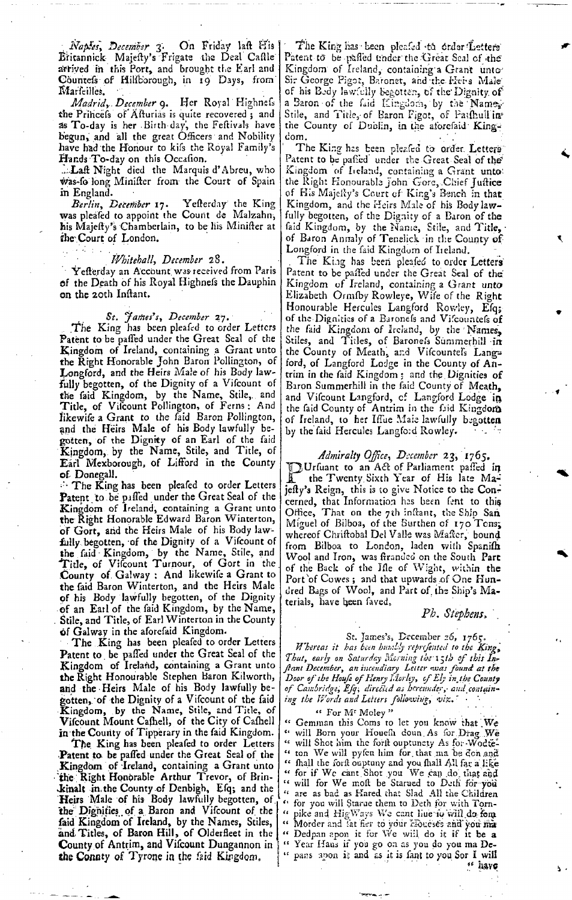*Naples, December* 3. On Friday last His Britannick Majesty's Frigate the Deal Castle arrived in this Port, and brought the Earl and Countess of Hillsborough, in 19 Days, from Marseilles.

*Madrid, December* 9. Her Royal Highness the Princess of Asturias is quite recovered; and as To-day is her Birth-day, the Festivals have begun, and all the great Officers and Nobility have had the Honour to kiss the Royal Family's Hands To-day on this Occasion.

Last Night died the Marquis d'Abreu, who was so long Minister from the Court of Spain in England.

*Berlin, December* 17. Yesterday the King was pleased to appoint the Count de Malzahn, his Majesty's Chamberlain, to be his Minister at the Court of London.

### *Whitehall, December* 28.

Yesterday an Account was received from Paris of the Death of his Royal Highness the Dauphin on the 20th Instant.

### *St. James's, December* 27.

The King has been pleased to order Letters Patent to be passed under the Great Seal of the Kingdom of Ireland, containing a Grant unto the Right Honorable John Baron Pollington, of Longford, and the Heirs Male of his Body lawfully begotten, of the Dignity of a Viscount of the said Kingdom, by the Name, Stile, and Title, of Viscount Pollington, of Ferns: And likewise a Grant to the said Baron Pollington, and the Heirs Male of his Body lawfully begotten, of the Dignity of an Earl of the said Kingdom, by the Name, Stile, and Title, of Earl Mexborough, of Lifford in the County of Donegall.

The King has been pleased to order Letters Patent to be passed under the Great Seal of the Kingdom of Ireland, containing a Grant unto the Right Honorable Edward Baron Winterton, of Gort, and the Heirs Male of his Body lawfully begotten, of the Dignity of a Viscount of the said Kingdom, by the Name, Stile, and Title, of Viscount Turnour, of Gort in the County of Galway: And likewise a Grant to the said Baron Winterton, and the Heirs Male of his Body lawfully begotten, of the Dignity of an Earl of the said Kingdom, by the Name, Stile, and Title, of Earl Winterton in the County of Galway in the aforesaid Kingdom.

The King has been pleased to order Letters Patent to be passed under the Great Seal of the Kingdom of Ireland, containing a Grant unto the Right Honourable Stephen Baron Kilworth, and the Heirs Male of his Body lawfully begotten, of the Dignity of a Viscount of the said Kingdom, by the Name, Stile, and Title, of Viscount Mount Cashell, of the City of Cashell in the County of Tipperary in the said Kingdom.

The King has been pleased to order Letters Patent to be passed under the Great Seal of the Kingdom of Ireland, containing a Grant unto the Right Honorable Arthur Trevor, of Brinkinalt in the County of Denbigh, Esq; and the Heirs Male of his Body lawfully begotten, of the Dignities of a Baron and Viscount of the said Kingdom of Ireland, by the Names, Stiles, and Titles, of Baron Hill, of Olderfleet in the County of Antrim, and Viscount Dungannon in the County of Tyrone in the said Kingdom.

The King has been pleased to order Letters Patent to be passed under the Great Seal of the Kingdom of Ireland, containing a Grant unto Sir George Pigot, Baronet, and the Heirs Male of his Body lawfully begotten, of the Dignity of a Baron of the said Kingdom, by the Name, Stile, and Title, of Baron Pigot, of Patshull in the County of Dublin, in the aforesaid Kingdom.

The King has been pleased to order Letters Patent to be passed under the Great Seal of the Kingdom of Ireland, containing a Grant unto the Right Honourable John Gore, Chief Justice of His Majesty's Court of King's Bench in that Kingdom, and the Heirs Male of his Body lawfully begotten, of the Dignity of a Baron of the said Kingdom, by the Name, Stile, and Title, of Baron Annaly of Tenelick in the County of Longford in the said Kingdom of Ireland.

The King has been pleased to order Letters Patent to be passed under the Great Seal of the Kingdom of Ireland, containing a Grant unto Elizabeth Ormsby Rowleye, Wife of the Right Honourable Hercules Langford Rowley, Esq; of the Dignities of a Baroness and Viscountess of the said Kingdom of Ireland, by the Names, Stiles, and Titles, of Baroness Summerhill in the County of Meath, and Viscountess Langford, of Langford Lodge in the County of Antrim in the said Kingdom; and the Dignities of Baron Summerhill in the said County of Meath, and Viscount Langford, of Langford Lodge in the said County of Antrim in the said Kingdom of Ireland, to her Issue Male lawfully begotten by the said Hercules Langford Rowley.

### *Admiralty Office, December* 23, 1765.

Pursuant to an Act of Parliament passed in the Twenty Sixth Year of His late Majesty's Reign, this is to give Notice to the Concerned, that Information has been sent to this Office, That on the 7th instant, the Ship San Miguel of Bilboa, of the Burthen of 170 Tons, whereof Christobal Del Valle was Master, bound from Bilboa to London, laden with Spanish Wool and Iron, was stranded on the South Part of the Back of the Isle of Wight, within the Port of Cowes; and that upwards of One Hundred Bags of Wool, and Part of the Ship's Materials, have been saved.

*Ph. Stephens.*

St. James's, December 26, 1765.

*Whereas it has been humbly represented to the King, That, early on Saturday Morning the 15th of this Instant December, an incendiary Letter was found at the Door of the House of Henry Morley, of Ely in the County of Cambridge, Esq; directed as hereunder, and containing the Words and Letters following, viz.*

" For Mr Moley "

" Gemman this Coms to let you know that We " will Born your Houesh doun As for Drag We " will Shot him the forst ouptunety As for Wodte- " ton We will pysen him for that ma be don and " shall the forst ouptuny and you shall All far a like " for if We cant Shot you We can do that and " will for We most be Starued to Deth for you " are as bad as Hared that Slad All the Children " for you will Starue them to Deth for with Torn- " pike and HigWays We cant liue to will do fom " Morder and fat fier to your Houeses and you ma " Dedpan apon it for We will do it if it be a " Year Haus if you go on as you do you ma De- " pans apon it and as it is fant to you Sor I will " have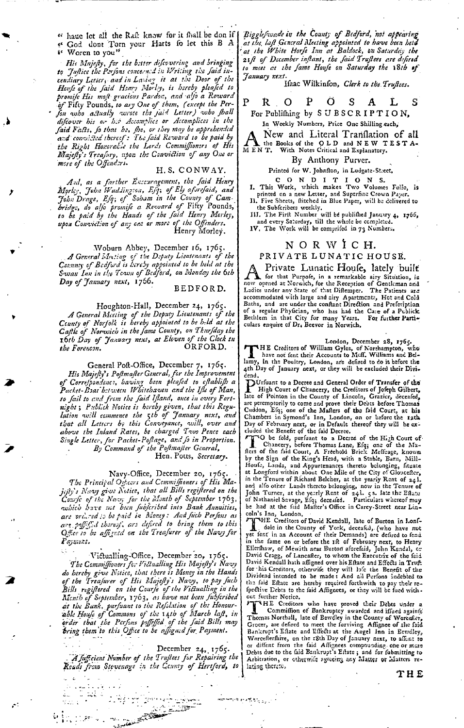" haue let all the Rast know for it shall be don if " God dont Torn your Harts so let this B A " Woren to you"

*His Majesty, for the better discovering and bringing to Justice the Persons concerned in Writing the said incendiary Letter, and in Laying it at the Door of the House of the said Henry Morley, is hereby pleased to promise His most gracious Pardon, and also a Reward of* Fifty Pounds, *to any One of them, (except the Person who actually wrote the said Letter) who shall discover his or her Accomplice or Accomplices in the said Facts, so that he, she, or they may be apprehended and convicted thereof: The said Reward to be paid by the Right Honorable the Lords Commissioners of His Majesty's Treasury, upon the Conviction of any One or more of the Offenders.*

H. S. CONWAY.

*And, as a farther Encouragement, the said Henry Morley, John Waddington, Esq; of Ely aforesaid, and John Drage, Esq; of Soham in the County of Cambridge, do also promise a Reward of* Fifty Pounds, *to be paid by the Hands of the said Henry Morley, upon Conviction of any one or more of the Offenders.*

Henry Morley.

Woburn Abbey, December 16, 1765.

*A General Meeting of the Deputy Lieutenants of the County of Bedford is hereby appointed to be held at the Swan Inn in the Town of Bedford, on Monday the 6th Day of January next,* 1766.

BEDFORD.

Houghton-Hall, December 24, 1765.

*A General Meeting of the Deputy Lieutenants of the County of Norfolk is hereby appointed to be held at the Castle of Norwich in the same County, on Thursday the 16th Day of January next, at Eleven of the Clock in the Forenoon.*

ORFORD.

General Post-Office, December 7, 1765.

*His Majesty's Postmaster General, for the Improvement of Correspondence, having been pleased to establish a Packet-Boat between Whitehaven and the Isle of Man, to sail to and from the said Island, once in every Fortnight; Publick Notice is hereby given, that this Regulation will commence the 5th of January next, and that all Letters by this Conveyance, will, over and above the Inland Rates, be charged Two Pence each Single Letter, for Packet-Postage, and so in Proportion.*

*By Command of the Postmaster General,*

Hen. Potts, *Secretary.*

Navy-Office, December 20, 1765.

*The Principal Officers and Commissioners of His Majesty's Navy give Notice, that all Bills registered on the Course of the Navy for the Month of September 1763, which have not been subscribed into Bank Annuities, are ordered to be paid in Money: And such Persons as are possessed thereof, are desired to bring them to this Office to be assigned on the Treasurer of the Navy for Payment.*

Victualling-Office, December 20, 1765.

*The Commissioners for Victualling His Majesty's Navy do hereby give Notice, that there is Money in the Hands of the Treasurer of His Majesty's Navy, to pay such Bills registered on the Course of the Victualling in the Month of September, 1763, as have not been subscribed at the Bank, pursuant to the Resolution of the Honourable House of Commons of the 14th of March last, in order that the Persons possessed of the said Bills may bring them to this Office to be assigned for Payment.*

December 24, 1765.

*A sufficient Number of the Trustees for Repairing the Roads from Stevenage in the County of Hertford, to Biggleswade in the County of Bedford, not appearing at the last General Meeting appointed to have been held at the White Horse Inn at Baldock, on Saturday the 21st of December instant, the said Trustees are desired to meet at the same House on Saturday the 18th of January next.*

Isaac Wilkinson, *Clerk to the Trustees.*

# PROPOSALS

For Publishing by SUBSCRIPTION,

In Weekly Numbers, Price One Shilling each,

A New and Literal Translation of all the Books of the OLD and NEW TESTAMENT. With Notes Critical and Explanatory.

By Anthony Purver.

Printed for W. Johnston, in Ludgate-Street.

CONDITIONS.

I. This Work, which makes Two Volumes Folio, is printed on a new Letter, and Superfine Crown Paper.
II. Five Sheets, stitched in Blue Paper, will be delivered to the Subscribers weekly.
III. The First Number will be published January 4, 1766, and every Saturday, till the whole be completed.
IV. The Work will be comprised in 73 Numbers.

## NORWICH.

### PRIVATE LUNATIC HOUSE.

A Private Lunatic House, lately built for that Purpose, in a remarkable airy Situation, is now opened at Norwich, for the Reception of Gentlemen and Ladies under any State of that Distemper. The Patients are accommodated with large and airy Apartments, Hot and Cold Baths, and are under the constant Direction and Prescription of a regular Physician, who has had the Care of a Publick Bethlem in that City for many Years. For further Particulars enquire of Dr. Beevor in Norwich.

London, December 28, 1765.

THE Creditors of William Gyles, of Northampton, who have not sent their Accounts to Mess. Williams and Bellamy, in the Poultry, London, are desired to do it before the 4th Day of January next, or they will be excluded their Dividend.

PUrsuant to a Decree and General Order of Transfer of the High Court of Chancery, the Creditors of Joseph Gilbert, late of Pointon in the County of Lincoln, Grazier, deceased, are peremptorily to come and prove their Debts before Thomas Cuddon, Esq; one of the Masters of the said Court, at his Chambers in Symond's Inn, London, on or before the 12th Day of February next, or in Default thereof they will be excluded the Benefit of the said Decree.

TO be sold, pursuant to a Decree of the High Court of Chancery, before Thomas Lane, Esq; one of the Masters of the said Court, A Freehold Brick Messuage, known by the Sign of the King's Head, with a Stable, Barn, Mill-House, Lands, and Appurtenances thereto belonging, situate at Longford within about One Mile of the City of Gloucester, in the Tenure of Richard Belcher, at the yearly Rent of 24l. and also other Lands thereto belonging, now in the Tenure of John Turner, at the yearly Rent of 24l. 5s. late the Estate of Nathaniel Savage, Esq; deceased. Particulars whereof may be had at the said Master's Office in Carey-Street near Lincoln's Inn, London.

THE Creditors of David Kendall, late of Burton in Lonsdale in the County of York, deceased, (who have not yet sent in an Account of their Demands) are desired to send in the same on or before the 1st of February next, to Henry Ellershaw, of Mewith near Burton aforesaid, John Kendal, or David Cragg, of Lancaster, to whom the Executrix of the said David Kendall hath assigned over his Estate and Effects in Trust for his Creditors, otherwise they will lose the Benefit of the Dividend intended to be made: And all Persons indebted to the said Estate are hereby required forthwith to pay their respective Debts to the said Assignees, or they will be sued without further Notice.

THE Creditors who have proved their Debts under a Commission of Bankruptcy awarded and issued against Thomas Northall, late of Bewdley in the County of Worcester, Grocer, are desired to meet the surviving Assignee of the said Bankrupt's Estate and Effects at the Angel Inn in Bewdley, Worcestershire, on the 18th Day of January next, to assent to or dissent from the said Assignees compounding one or more Debts due to the said Bankrupt's Estate; and for submitting to Arbitration, or otherwise agreeing any Matter or Matters relating thereto.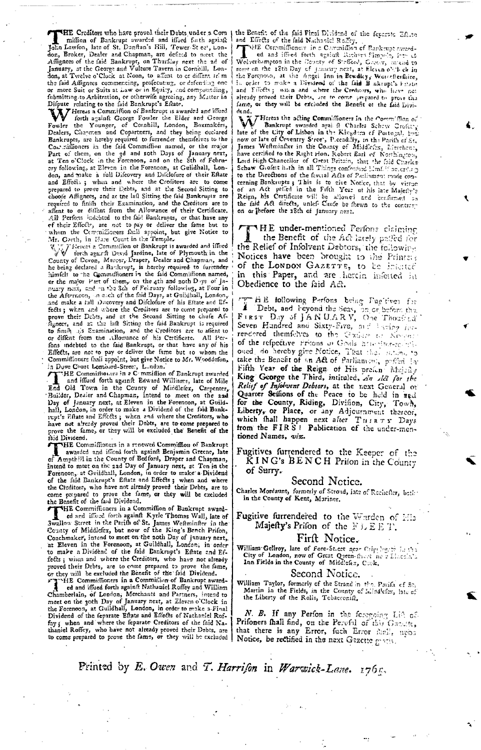THE Creditors who have proved their Debts under a Commission of Bankrupt awarded and issued forth against John Lawson, late of St. Dunstan's Hill, Tower Street, London, Broker, Dealer and Chapman, are desired to meet the Assignees of the said Bankrupt, on Thursday next the 2d of January, at the George and Vulture Tavern in Cornhill, London, at Twelve o'Clock at Noon, to assent to or dissent from the said Assignees commencing, prosecuting, or defending one or more Suit or Suits at Law or in Equity, and compounding, submitting to Arbitration, or otherwise agreeing, any Matter in Dispute relating to the said Bankrupt's Estate.

WHereas a Commission of Bankrupt is awarded and issued forth against George Fowler the Elder and George Fowler the Younger, of Cornhill, London, Boxmakers, Dealers, Chapmen and Copartners, and they being declared Bankrupts, are hereby required to surrender themselves to the Commissioners in the said Commission named, or the major Part of them, on the 3d and 10th Days of January next, at Ten o'Clock in the Forenoon, and on the 8th of February following, at Eleven in the Forenoon, at Guildhall, London, and make a full Discovery and Disclosure of their Estate and Effects; when and where the Creditors are to come prepared to prove their Debts, and at the Second Sitting to choose Assignees, and at the last Sitting the said Bankrupts are required to finish their Examination, and the Creditors are to assent to or dissent from the Allowance of their Certificate. All Persons indebted to the said Bankrupts, or that have any of their Effects, are not to pay or deliver the same but to whom the Commissioners shall appoint, but give Notice to Mr. Garth, in Hare Court in the Temple.

WHereas a Commission of Bankrupt is awarded and issued forth against David Jardine, late of Plymouth in the County of Devon, Mercer, Draper, Dealer and Chapman, and he being declared a Bankrupt, is hereby required to surrender himself to the Commissioners in the said Commission named, or the major Part of them, on the 4th and 20th Days of January next, and on the 8th of February following, at Four in the Afternoon, on each of the said Days, at Guildhall, London, and make a full Discovery and Disclosure of his Estate and Effects; when and where the Creditors are to come prepared to prove their Debts, and at the Second Sitting to chuse Assignees, and at the last Sitting the said Bankrupt is required to finish his Examination, and the Creditors are to assent to or dissent from the Allowance of his Certificate. All Persons indebted to the said Bankrupt, or that have any of his Effects, are not to pay or deliver the same but to whom the Commissioners shall appoint, but give Notice to Mr. Wooddeson, in Dove Court Lombard-Street, London.

THE Commissioners in a Commission of Bankrupt awarded and issued forth against Edward Williams, late of Mile End Old Town in the County of Middlesex, Carpenter, Builder, Dealer and Chapman, intend to meet on the 22d Day of January next, at Eleven in the Forenoon, at Guildhall, London, in order to make a Dividend of the said Bankrupt's Estate and Effects; when and where the Creditors, who have not already proved their Debts, are to come prepared to prove the same, or they will be excluded the Benefit of the said Dividend.

THE Commissioners in a renewed Commission of Bankrupt awarded and issued forth against Benjamin Greene, late of Ampthill in the County of Bedford, Draper and Chapman, intend to meet on the 22d Day of January next, at Ten in the Forenoon, at Guildhall, London, in order to make a Dividend of the said Bankrupt's Estate and Effects; when and where the Creditors, who have not already proved their Debts, are to come prepared to prove the same, or they will be excluded the Benefit of the said Dividend.

THE Commissioners in a Commission of Bankrupt awarded and issued forth against Kyrle Thomas Wall, late of Swallow Street in the Parish of St. James Westminster in the County of Middlesex, but now of the King's Bench Prison, Coachmaker, intend to meet on the 20th Day of January next, at Eleven in the Forenoon, at Guildhall, London, in order to make a Dividend of the said Bankrupt's Estate and Effects; when and where the Creditors, who have not already proved their Debts, are to come prepared to prove the same, or they will be excluded the Benefit of the said Dividend.

THE Commissioners in a Commission of Bankrupt awarded and issued forth against Nathaniel Roffey and William Chamberlain, of London, Merchants and Partners, intend to meet on the 30th Day of January next, at Eleven o'Clock in the Forenoon, at Guildhall, London, in order to make a Final Dividend of the separate Estate and Effects of Nathaniel Roffey; when and where the separate Creditors of the said Nathaniel Roffey, who have not already proved their Debts, are to come prepared to prove the same, or they will be excluded the Benefit of the said Final Dividend of the separate Estate and Effects of the said Nathaniel Roffey.

THE Commissioners in a Commission of Bankrupt awarded and issued forth against Richard Simpson, late of Wolverhampton in the County of Stafford, Grocer, intend to meet on the 18th Day of January next, at Eleven o'Clock in the Forenoon, at the Angel Inn in Bewdley, Worcestershire, in order to make a Dividend of the said Bankrupt's Estate and Effects; when and where the Creditors, who have not already proved their Debts, are to come prepared to prove the same, or they will be excluded the Benefit of the said Dividend.

WHereas the acting Commissioners in the Commission of Bankrupt awarded against Charles Schaw Crofts, late of the City of Lisbon in the Kingdom of Portugal, but now or late of Coventry Street, Piccadilly, in the Parish of St. James Westminster in the County of Middlesex, Merchant, have certified to the Right Hon. Robert Earl of Northington, Lord High Chancellor of Great Britain, that the said Charles Schaw Crofts hath in all Things conformed himself according to the Directions of the several Acts of Parliament made concerning Bankrupts; This is to give Notice, that by virtue of an Act passed in the Fifth Year of his late Majesty's Reign, his Certificate will be allowed and confirmed as the said Act directs, unless Cause be shewn to the contrary on or before the 18th of January next.

THE under-mentioned Persons claiming the Benefit of the Act lately passed for the Relief of Insolvent Debtors, the following Notices have been brought to the Printer of the LONDON GAZETTE, to be inserted in this Paper, and are herein inserted in Obedience to the said Act.

THE following Persons being Fugitives for Debt, and beyond the Seas, on or before the FIRST Day of JANUARY, One Thousand Seven Hundred and Sixty-Five, and having surrendered themselves to the Gaolers or Keepers of the respective Prisons or Goals hereafter-mentioned, do hereby give Notice, That they intend to take the Benefit of an Act of Parliament, passed in the Fifth Year of the Reign of His present Majesty King George the Third, intituled, *An Act for the Relief of Insolvent Debtors*, at the next General or Quarter Sessions of the Peace to be held in and for the County, Riding, Division, City, Town, Liberty, or Place, or any Adjournment thereof, which shall happen next after THIRTY Days from the FIRST Publication of the under-mentioned Names, *viz.*

## Fugitives surrendered to the Keeper of the KING's BENCH Prison in the County of Surry.

### Second Notice.

Charles Mordaunt, formerly of Strood, late of Rochester, both in the County of Kent, Mariner.

## Fugitive surrendered to the Warden of His Majesty's Prison of the FLEET.

### First Notice.

William Gellroy, late of Fore-Street near Cripplegate in the City of London, now of Great Queen-Street near Lincoln's Inn Fields in the County of Middlesex, Cook.

### Second Notice.

William Taylor, formerly of the Strand in the Parish of St. Martin in the Fields, in the County of Middlesex, late of the Liberty of the Rolls, Tobacconist.

*N. B.* If any Person in the foregoing List of Prisoners shall find, on the Perusal of this Gazette, that there is any Error, such Error shall, upon Notice, be rectified in the next Gazette gratis.

Printed by *E. Owen* and *T. Harrison* in *Warwick-Lane*. 1765.